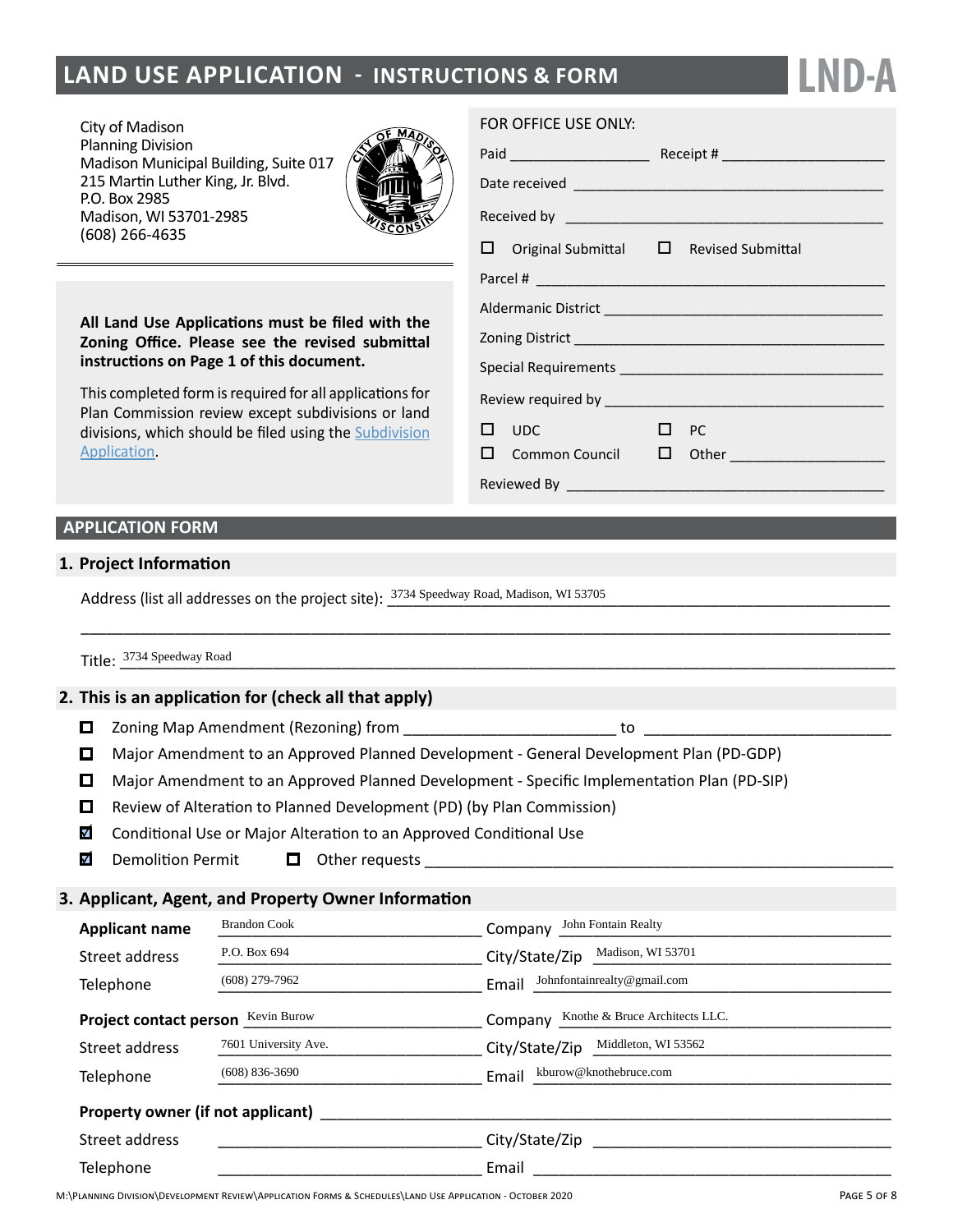# LAND USE APPLICATION - INSTRUCTIONS & FORM

**LND-A**

City of Madison
Planning Division
Madison Municipal Building, Suite 017
215 Martin Luther King, Jr. Blvd.
P.O. Box 2985
Madison, WI 53701-2985
(608) 266-4635

**All Land Use Applications must be filed with the Zoning Office. Please see the revised submittal instructions on Page 1 of this document.**

This completed form is required for all applications for Plan Commission review except subdivisions or land divisions, which should be filed using the Subdivision Application.

FOR OFFICE USE ONLY:

Paid ________________ Receipt # ____________________

Date received ____________________________________

Received by ______________________________________

☐ Original Submittal ☐ Revised Submittal

Parcel # _________________________________________

Aldermanic District ______________________________

Zoning District __________________________________

Special Requirements ____________________________

Review required by ______________________________

☐ UDC ☐ PC

☐ Common Council ☐ Other ___________________

Reviewed By _____________________________________

## APPLICATION FORM

### 1. Project Information

Address (list all addresses on the project site): 3734 Speedway Road, Madison, WI 53705

Title: 3734 Speedway Road

### 2. This is an application for (check all that apply)

- ☐ Zoning Map Amendment (Rezoning) from ________________ to ________________
- ☐ Major Amendment to an Approved Planned Development - General Development Plan (PD-GDP)
- ☐ Major Amendment to an Approved Planned Development - Specific Implementation Plan (PD-SIP)
- ☐ Review of Alteration to Planned Development (PD) (by Plan Commission)
- ☑ Conditional Use or Major Alteration to an Approved Conditional Use
- ☑ Demolition Permit ☐ Other requests ________________

### 3. Applicant, Agent, and Property Owner Information

**Applicant name** Brandon Cook Company John Fontain Realty

Street address P.O. Box 694 City/State/Zip Madison, WI 53701

Telephone (608) 279-7962 Email Johnfontainrealty@gmail.com

**Project contact person** Kevin Burow Company Knothe & Bruce Architects LLC.

Street address 7601 University Ave. City/State/Zip Middleton, WI 53562

Telephone (608) 836-3690 Email kburow@knothebruce.com

**Property owner (if not applicant)** ________________

Street address ________________ City/State/Zip ________________

Telephone ________________ Email ________________

M:\Planning Division\Development Review\Application Forms & Schedules\Land Use Application - October 2020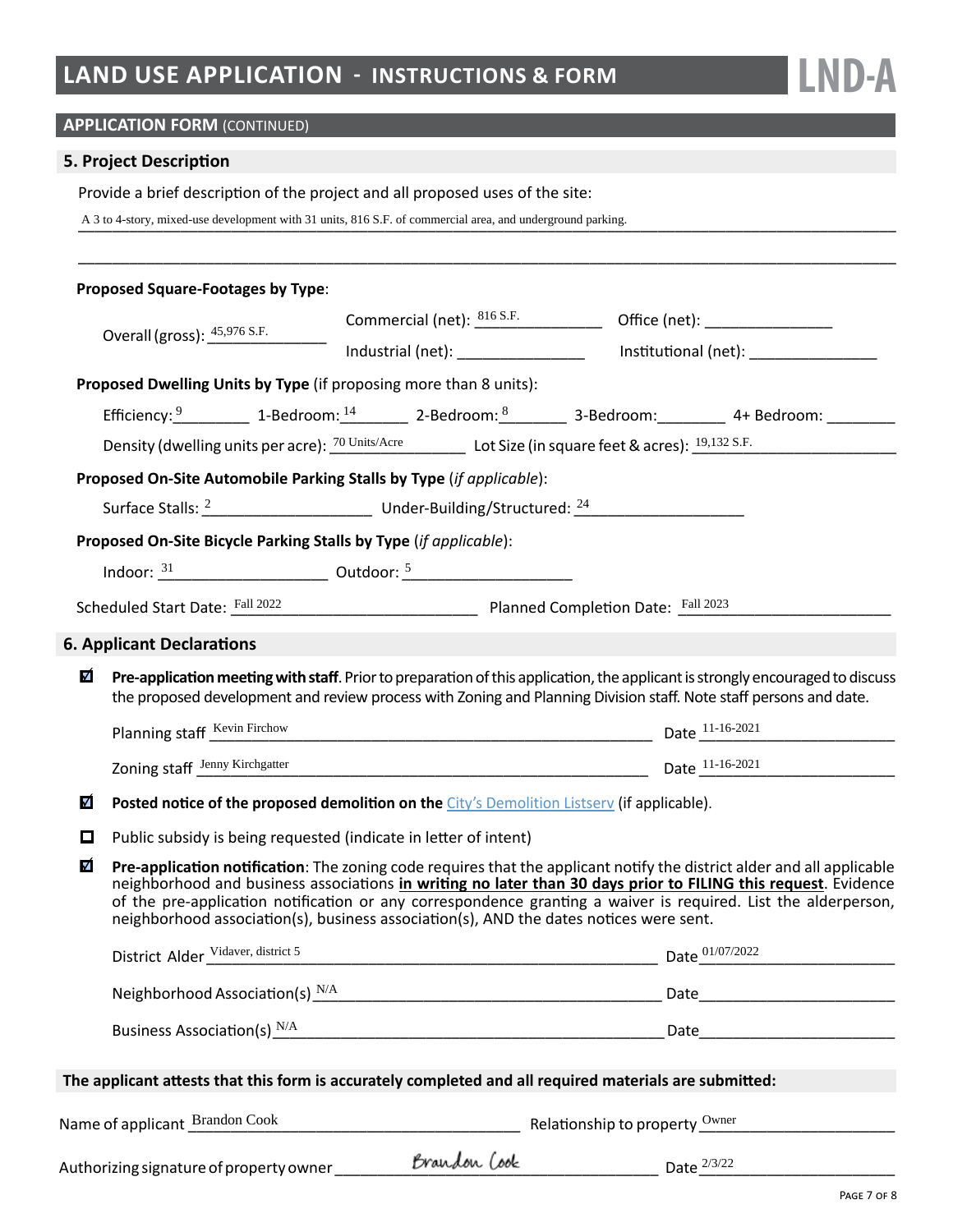# LAND USE APPLICATION - INSTRUCTIONS & FORM

**LND-A**

## APPLICATION FORM (CONTINUED)

### 5. Project Description

Provide a brief description of the project and all proposed uses of the site:

A 3 to 4-story, mixed-use development with 31 units, 816 S.F. of commercial area, and underground parking.

**Proposed Square-Footages by Type**:

Overall (gross): 45,976 S.F.

Commercial (net): 816 S.F.

Office (net): ______

Industrial (net): ______

Institutional (net): ______

**Proposed Dwelling Units by Type** (if proposing more than 8 units):

Efficiency: 9 1-Bedroom: 14 2-Bedroom: 8 3-Bedroom: ______ 4+ Bedroom: ______

Density (dwelling units per acre): 70 Units/Acre Lot Size (in square feet & acres): 19,132 S.F.

**Proposed On-Site Automobile Parking Stalls by Type** (*if applicable*):

Surface Stalls: 2 Under-Building/Structured: 24

**Proposed On-Site Bicycle Parking Stalls by Type** (*if applicable*):

Indoor: 31 Outdoor: 5

Scheduled Start Date: Fall 2022 Planned Completion Date: Fall 2023

### 6. Applicant Declarations

☑ **Pre-application meeting with staff**. Prior to preparation of this application, the applicant is strongly encouraged to discuss the proposed development and review process with Zoning and Planning Division staff. Note staff persons and date.

Planning staff Kevin Firchow Date 11-16-2021

Zoning staff Jenny Kirchgatter Date 11-16-2021

☑ **Posted notice of the proposed demolition on the** City's Demolition Listserv (if applicable).

☐ Public subsidy is being requested (indicate in letter of intent)

☑ **Pre-application notification**: The zoning code requires that the applicant notify the district alder and all applicable neighborhood and business associations **in writing no later than 30 days prior to FILING this request**. Evidence of the pre-application notification or any correspondence granting a waiver is required. List the alderperson, neighborhood association(s), business association(s), AND the dates notices were sent.

District Alder Vidaver, district 5 Date 01/07/2022

Neighborhood Association(s) N/A Date ______

Business Association(s) N/A Date ______

**The applicant attests that this form is accurately completed and all required materials are submitted:**

Name of applicant Brandon Cook Relationship to property Owner

Authorizing signature of property owner Brandon Cook Date 2/3/22